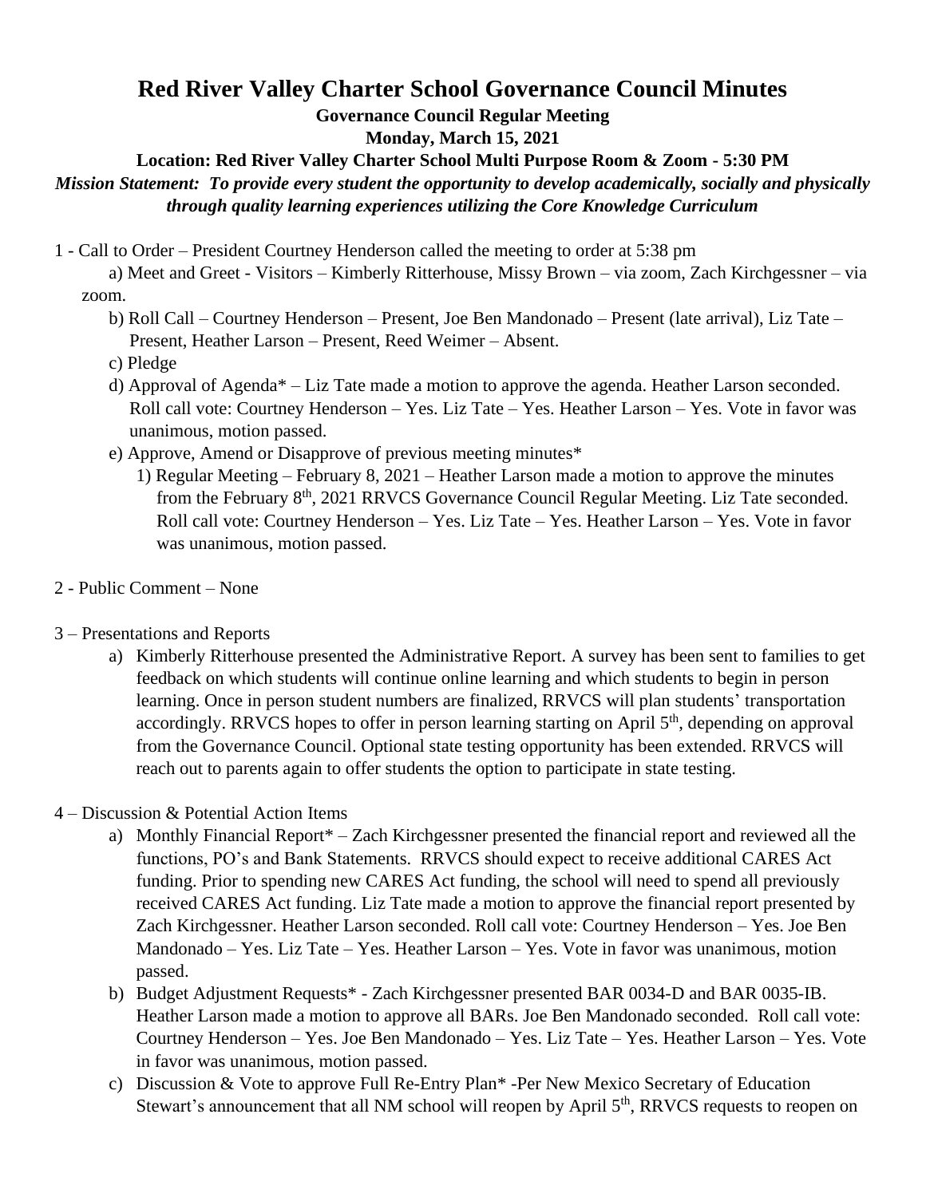# Red River Valley Charter School Governance Council Minutes

**Governance Council Regular Meeting**

**Monday, March 15, 2021**

**Location: Red River Valley Charter School Multi Purpose Room & Zoom - 5:30 PM**

***Mission Statement: To provide every student the opportunity to develop academically, socially and physically through quality learning experiences utilizing the Core Knowledge Curriculum***

1 - Call to Order – President Courtney Henderson called the meeting to order at 5:38 pm

a) Meet and Greet - Visitors – Kimberly Ritterhouse, Missy Brown – via zoom, Zach Kirchgessner – via zoom.

b) Roll Call – Courtney Henderson – Present, Joe Ben Mandonado – Present (late arrival), Liz Tate – Present, Heather Larson – Present, Reed Weimer – Absent.

c) Pledge

d) Approval of Agenda* – Liz Tate made a motion to approve the agenda. Heather Larson seconded. Roll call vote: Courtney Henderson – Yes. Liz Tate – Yes. Heather Larson – Yes. Vote in favor was unanimous, motion passed.

e) Approve, Amend or Disapprove of previous meeting minutes*

1) Regular Meeting – February 8, 2021 – Heather Larson made a motion to approve the minutes from the February 8th, 2021 RRVCS Governance Council Regular Meeting. Liz Tate seconded. Roll call vote: Courtney Henderson – Yes. Liz Tate – Yes. Heather Larson – Yes. Vote in favor was unanimous, motion passed.

2 - Public Comment – None

3 – Presentations and Reports

a) Kimberly Ritterhouse presented the Administrative Report. A survey has been sent to families to get feedback on which students will continue online learning and which students to begin in person learning. Once in person student numbers are finalized, RRVCS will plan students' transportation accordingly. RRVCS hopes to offer in person learning starting on April 5th, depending on approval from the Governance Council. Optional state testing opportunity has been extended. RRVCS will reach out to parents again to offer students the option to participate in state testing.

4 – Discussion & Potential Action Items

a) Monthly Financial Report* – Zach Kirchgessner presented the financial report and reviewed all the functions, PO's and Bank Statements. RRVCS should expect to receive additional CARES Act funding. Prior to spending new CARES Act funding, the school will need to spend all previously received CARES Act funding. Liz Tate made a motion to approve the financial report presented by Zach Kirchgessner. Heather Larson seconded. Roll call vote: Courtney Henderson – Yes. Joe Ben Mandonado – Yes. Liz Tate – Yes. Heather Larson – Yes. Vote in favor was unanimous, motion passed.

b) Budget Adjustment Requests* - Zach Kirchgessner presented BAR 0034-D and BAR 0035-IB. Heather Larson made a motion to approve all BARs. Joe Ben Mandonado seconded. Roll call vote: Courtney Henderson – Yes. Joe Ben Mandonado – Yes. Liz Tate – Yes. Heather Larson – Yes. Vote in favor was unanimous, motion passed.

c) Discussion & Vote to approve Full Re-Entry Plan* -Per New Mexico Secretary of Education Stewart's announcement that all NM school will reopen by April 5th, RRVCS requests to reopen on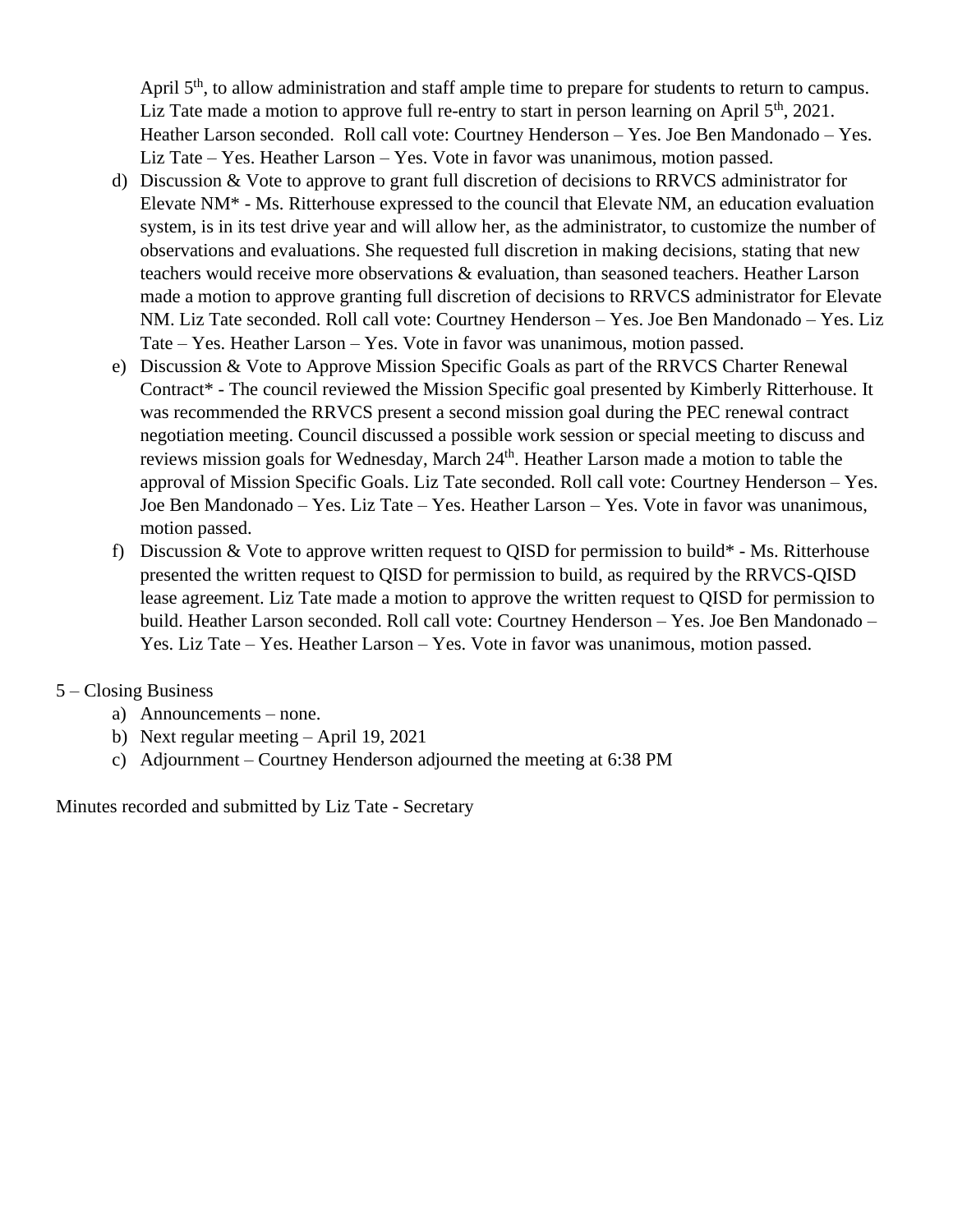April 5th, to allow administration and staff ample time to prepare for students to return to campus. Liz Tate made a motion to approve full re-entry to start in person learning on April 5th, 2021. Heather Larson seconded. Roll call vote: Courtney Henderson – Yes. Joe Ben Mandonado – Yes. Liz Tate – Yes. Heather Larson – Yes. Vote in favor was unanimous, motion passed.

d) Discussion & Vote to approve to grant full discretion of decisions to RRVCS administrator for Elevate NM* - Ms. Ritterhouse expressed to the council that Elevate NM, an education evaluation system, is in its test drive year and will allow her, as the administrator, to customize the number of observations and evaluations. She requested full discretion in making decisions, stating that new teachers would receive more observations & evaluation, than seasoned teachers. Heather Larson made a motion to approve granting full discretion of decisions to RRVCS administrator for Elevate NM. Liz Tate seconded. Roll call vote: Courtney Henderson – Yes. Joe Ben Mandonado – Yes. Liz Tate – Yes. Heather Larson – Yes. Vote in favor was unanimous, motion passed.

e) Discussion & Vote to Approve Mission Specific Goals as part of the RRVCS Charter Renewal Contract* - The council reviewed the Mission Specific goal presented by Kimberly Ritterhouse. It was recommended the RRVCS present a second mission goal during the PEC renewal contract negotiation meeting. Council discussed a possible work session or special meeting to discuss and reviews mission goals for Wednesday, March 24th. Heather Larson made a motion to table the approval of Mission Specific Goals. Liz Tate seconded. Roll call vote: Courtney Henderson – Yes. Joe Ben Mandonado – Yes. Liz Tate – Yes. Heather Larson – Yes. Vote in favor was unanimous, motion passed.

f) Discussion & Vote to approve written request to QISD for permission to build* - Ms. Ritterhouse presented the written request to QISD for permission to build, as required by the RRVCS-QISD lease agreement. Liz Tate made a motion to approve the written request to QISD for permission to build. Heather Larson seconded. Roll call vote: Courtney Henderson – Yes. Joe Ben Mandonado – Yes. Liz Tate – Yes. Heather Larson – Yes. Vote in favor was unanimous, motion passed.

5 – Closing Business

a) Announcements – none.
b) Next regular meeting – April 19, 2021
c) Adjournment – Courtney Henderson adjourned the meeting at 6:38 PM

Minutes recorded and submitted by Liz Tate - Secretary